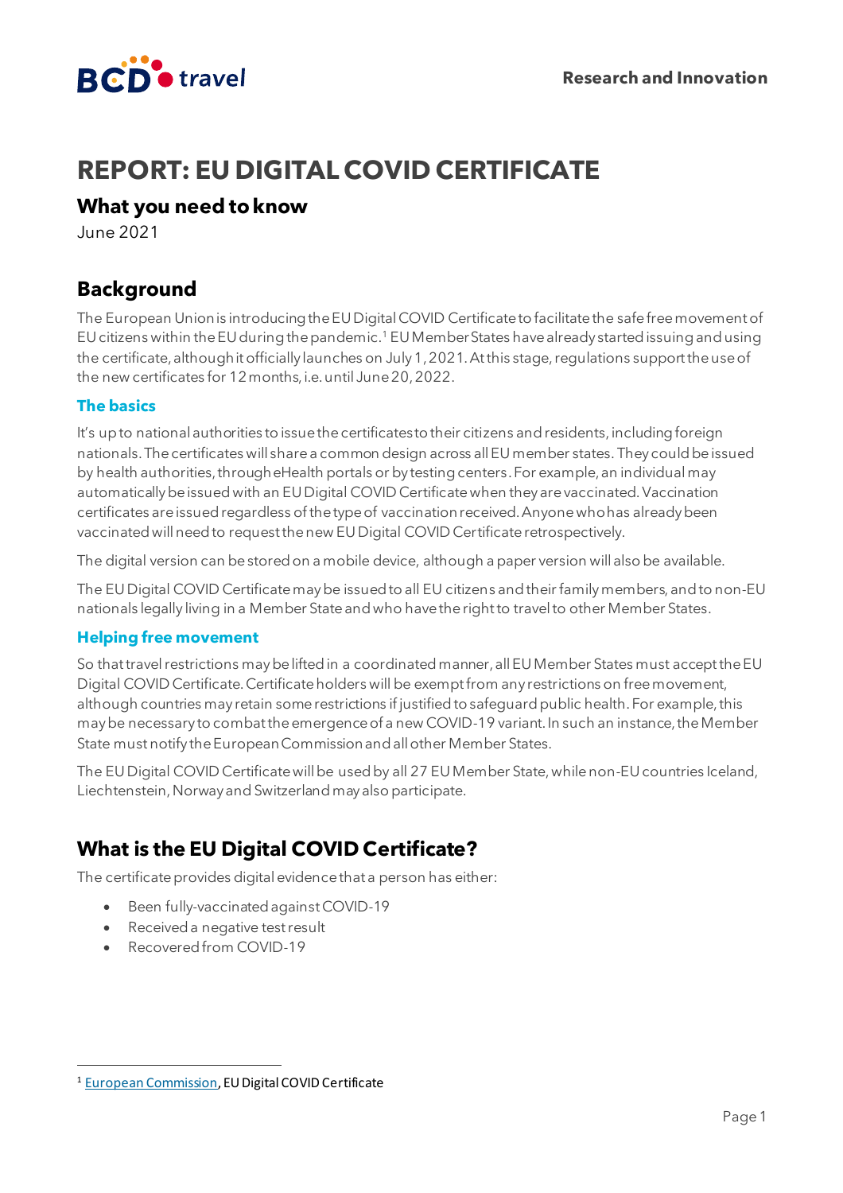# REPORT: EU DIGITAL COVID CERTIFICATE

## What you need to know

June 2021

## Background

The European Union is introducing the EU Digital COVID Certificate to facilitate the safe free movement of EU citizens within the EU during the pandemic.[1] EU Member States have already started issuing and using the certificate, although it officially launches on July 1, 2021. At this stage, regulations support the use of the new certificates for 12 months, i.e. until June 20, 2022.

### The basics

It's up to national authorities to issue the certificates to their citizens and residents, including foreign nationals. The certificates will share a common design across all EU member states. They could be issued by health authorities, through eHealth portals or by testing centers. For example, an individual may automatically be issued with an EU Digital COVID Certificate when they are vaccinated. Vaccination certificates are issued regardless of the type of vaccination received. Anyone who has already been vaccinated will need to request the new EU Digital COVID Certificate retrospectively.

The digital version can be stored on a mobile device, although a paper version will also be available.

The EU Digital COVID Certificate may be issued to all EU citizens and their family members, and to non-EU nationals legally living in a Member State and who have the right to travel to other Member States.

### Helping free movement

So that travel restrictions may be lifted in a coordinated manner, all EU Member States must accept the EU Digital COVID Certificate. Certificate holders will be exempt from any restrictions on free movement, although countries may retain some restrictions if justified to safeguard public health. For example, this may be necessary to combat the emergence of a new COVID-19 variant. In such an instance, the Member State must notify the European Commission and all other Member States.

The EU Digital COVID Certificate will be used by all 27 EU Member State, while non-EU countries Iceland, Liechtenstein, Norway and Switzerland may also participate.

## What is the EU Digital COVID Certificate?

The certificate provides digital evidence that a person has either:

- Been fully-vaccinated against COVID-19
- Received a negative test result
- Recovered from COVID-19

[1] European Commission, EU Digital COVID Certificate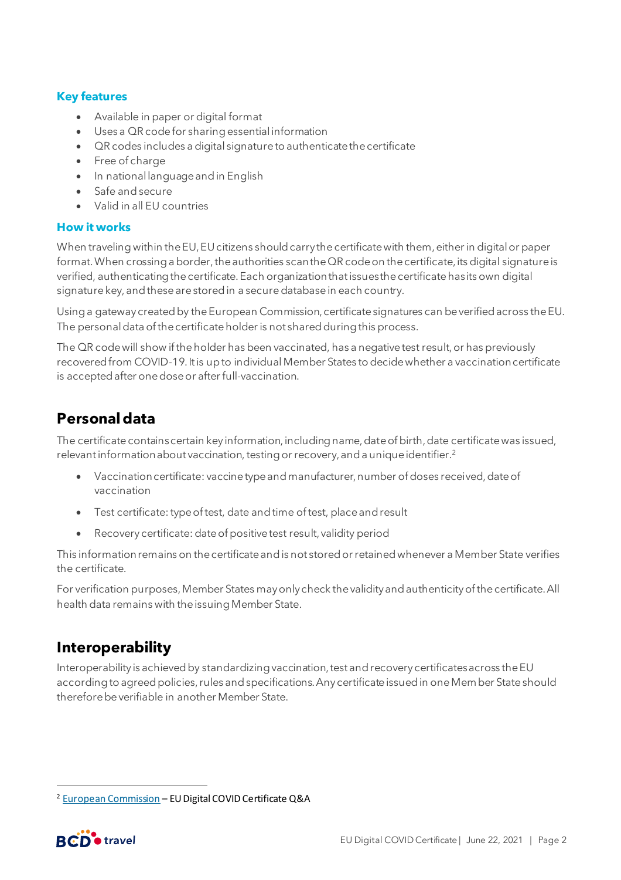### Key features

- Available in paper or digital format
- Uses a QR code for sharing essential information
- QR codes includes a digital signature to authenticate the certificate
- Free of charge
- In national language and in English
- Safe and secure
- Valid in all EU countries

### How it works

When traveling within the EU, EU citizens should carry the certificate with them, either in digital or paper format. When crossing a border, the authorities scan the QR code on the certificate, its digital signature is verified, authenticating the certificate. Each organization that issues the certificate has its own digital signature key, and these are stored in a secure database in each country.

Using a gateway created by the European Commission, certificate signatures can be verified across the EU. The personal data of the certificate holder is not shared during this process.

The QR code will show if the holder has been vaccinated, has a negative test result, or has previously recovered from COVID-19. It is up to individual Member States to decide whether a vaccination certificate is accepted after one dose or after full-vaccination.

## Personal data

The certificate contains certain key information, including name, date of birth, date certificate was issued, relevant information about vaccination, testing or recovery, and a unique identifier.[2]

- Vaccination certificate: vaccine type and manufacturer, number of doses received, date of vaccination
- Test certificate: type of test, date and time of test, place and result
- Recovery certificate: date of positive test result, validity period

This information remains on the certificate and is not stored or retained whenever a Member State verifies the certificate.

For verification purposes, Member States may only check the validity and authenticity of the certificate. All health data remains with the issuing Member State.

## Interoperability

Interoperability is achieved by standardizing vaccination, test and recovery certificates across the EU according to agreed policies, rules and specifications. Any certificate issued in one Member State should therefore be verifiable in another Member State.

[2] European Commission – EU Digital COVID Certificate Q&A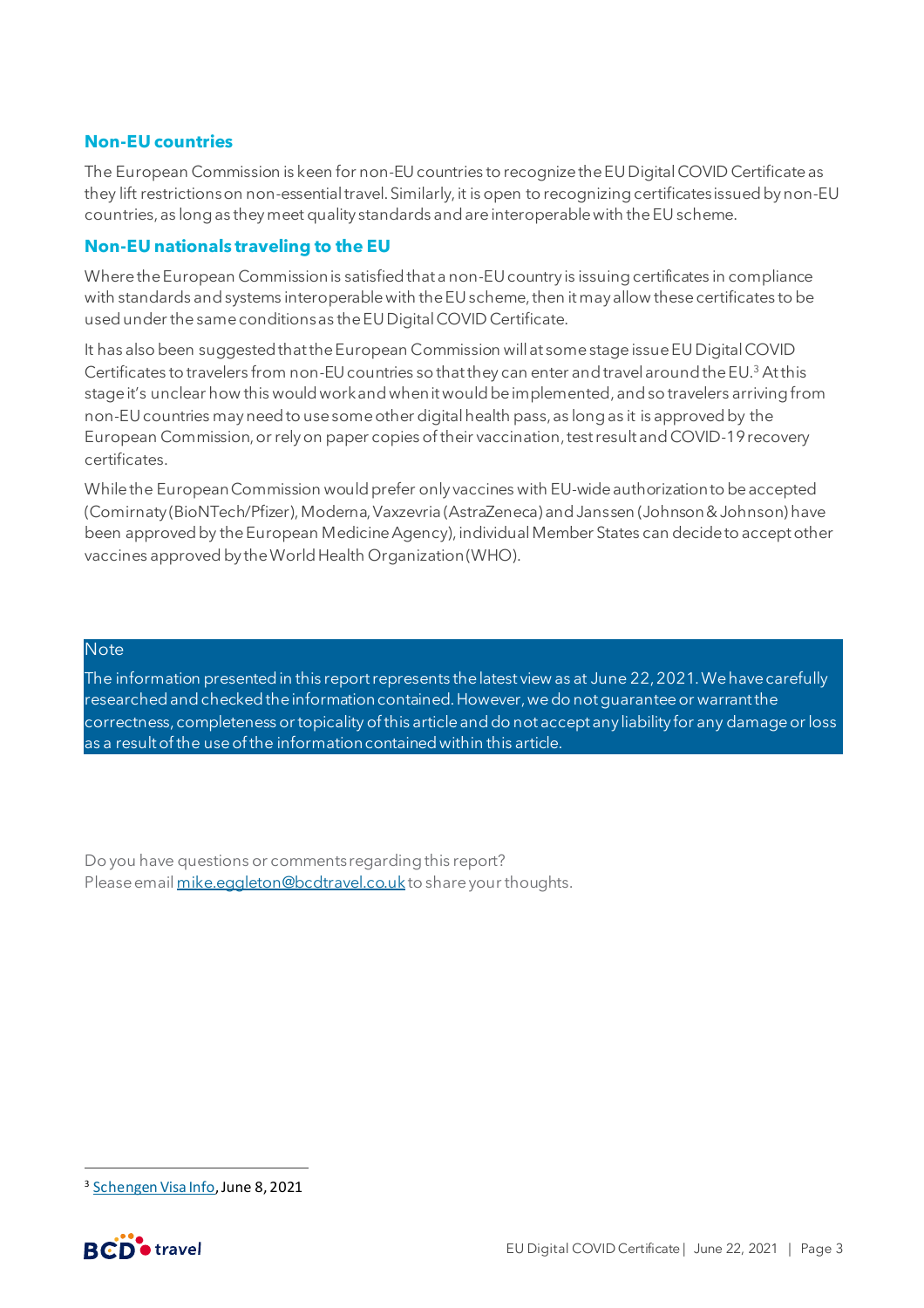## Non-EU countries

The European Commission is keen for non-EU countries to recognize the EU Digital COVID Certificate as they lift restrictions on non-essential travel. Similarly, it is open to recognizing certificates issued by non-EU countries, as long as they meet quality standards and are interoperable with the EU scheme.

## Non-EU nationals traveling to the EU

Where the European Commission is satisfied that a non-EU country is issuing certificates in compliance with standards and systems interoperable with the EU scheme, then it may allow these certificates to be used under the same conditions as the EU Digital COVID Certificate.

It has also been suggested that the European Commission will at some stage issue EU Digital COVID Certificates to travelers from non-EU countries so that they can enter and travel around the EU.[3] At this stage it's unclear how this would work and when it would be implemented, and so travelers arriving from non-EU countries may need to use some other digital health pass, as long as it is approved by the European Commission, or rely on paper copies of their vaccination, test result and COVID-19 recovery certificates.

While the European Commission would prefer only vaccines with EU-wide authorization to be accepted (Comirnaty (BioNTech/Pfizer), Moderna, Vaxzevria (AstraZeneca) and Janssen (Johnson & Johnson) have been approved by the European Medicine Agency), individual Member States can decide to accept other vaccines approved by the World Health Organization (WHO).

**Note**

The information presented in this report represents the latest view as at June 22, 2021. We have carefully researched and checked the information contained. However, we do not guarantee or warrant the correctness, completeness or topicality of this article and do not accept any liability for any damage or loss as a result of the use of the information contained within this article.

Do you have questions or comments regarding this report?
Please email mike.eggleton@bcdtravel.co.uk to share your thoughts.

[3] Schengen Visa Info, June 8, 2021